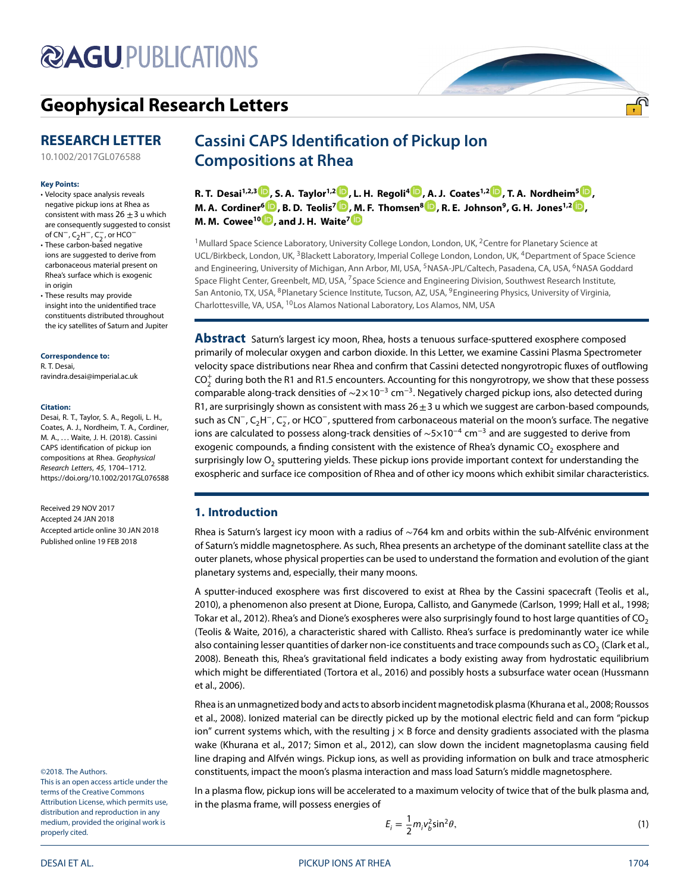# Cassini CAPS Identification of Pickup Ion Compositions at Rhea

**R. T. Desai[1,2,3], S. A. Taylor[1,2], L. H. Regoli[4], A. J. Coates[1,2], T. A. Nordheim[5], M. A. Cordiner[6], B. D. Teolis[7], M. F. Thomsen[8], R. E. Johnson[9], G. H. Jones[1,2], M. M. Cowee[10], and J. H. Waite[7]**

[1]Mullard Space Science Laboratory, University College London, London, UK, [2]Centre for Planetary Science at UCL/Birkbeck, London, UK, [3]Blackett Laboratory, Imperial College London, London, UK, [4]Department of Space Science and Engineering, University of Michigan, Ann Arbor, MI, USA, [5]NASA-JPL/Caltech, Pasadena, CA, USA, [6]NASA Goddard Space Flight Center, Greenbelt, MD, USA, [7]Space Science and Engineering Division, Southwest Research Institute, San Antonio, TX, USA, [8]Planetary Science Institute, Tucson, AZ, USA, [9]Engineering Physics, University of Virginia, Charlottesville, VA, USA, [10]Los Alamos National Laboratory, Los Alamos, NM, USA

**RESEARCH LETTER**

10.1002/2017GL076588

**Key Points:**

- Velocity space analysis reveals negative pickup ions at Rhea as consistent with mass $26 \pm 3$ u which are consequently suggested to consist of $CN^-$, $C_2H^-$, $C_2^-$, or $HCO^-$
- These carbon-based negative ions are suggested to derive from carbonaceous material present on Rhea's surface which is exogenic in origin
- These results may provide insight into the unidentified trace constituents distributed throughout the icy satellites of Saturn and Jupiter

**Correspondence to:**
R. T. Desai,
ravindra.desai@imperial.ac.uk

**Citation:**
Desai, R. T., Taylor, S. A., Regoli, L. H., Coates, A. J., Nordheim, T. A., Cordiner, M. A., … Waite, J. H. (2018). Cassini CAPS identification of pickup ion compositions at Rhea. *Geophysical Research Letters*, *45*, 1704–1712. https://doi.org/10.1002/2017GL076588

Received 29 NOV 2017
Accepted 24 JAN 2018
Accepted article online 30 JAN 2018
Published online 19 FEB 2018

©2018. The Authors.
This is an open access article under the terms of the Creative Commons Attribution License, which permits use, distribution and reproduction in any medium, provided the original work is properly cited.

**Abstract** Saturn's largest icy moon, Rhea, hosts a tenuous surface-sputtered exosphere composed primarily of molecular oxygen and carbon dioxide. In this Letter, we examine Cassini Plasma Spectrometer velocity space distributions near Rhea and confirm that Cassini detected nongyrotropic fluxes of outflowing $CO_2^+$ during both the R1 and R1.5 encounters. Accounting for this nongyrotropy, we show that these possess comparable along-track densities of $\sim 2 \times 10^{-3}$ cm$^{-3}$. Negatively charged pickup ions, also detected during R1, are surprisingly shown as consistent with mass $26 \pm 3$ u which we suggest are carbon-based compounds, such as $CN^-$, $C_2H^-$, $C_2^-$, or $HCO^-$, sputtered from carbonaceous material on the moon's surface. The negative ions are calculated to possess along-track densities of $\sim 5 \times 10^{-4}$ cm$^{-3}$ and are suggested to derive from exogenic compounds, a finding consistent with the existence of Rhea's dynamic $CO_2$ exosphere and surprisingly low $O_2$ sputtering yields. These pickup ions provide important context for understanding the exospheric and surface ice composition of Rhea and of other icy moons which exhibit similar characteristics.

## 1. Introduction

Rhea is Saturn's largest icy moon with a radius of ~764 km and orbits within the sub-Alfvénic environment of Saturn's middle magnetosphere. As such, Rhea presents an archetype of the dominant satellite class at the outer planets, whose physical properties can be used to understand the formation and evolution of the giant planetary systems and, especially, their many moons.

A sputter-induced exosphere was first discovered to exist at Rhea by the Cassini spacecraft (Teolis et al., 2010), a phenomenon also present at Dione, Europa, Callisto, and Ganymede (Carlson, 1999; Hall et al., 1998; Tokar et al., 2012). Rhea's and Dione's exospheres were also surprisingly found to host large quantities of $CO_2$ (Teolis & Waite, 2016), a characteristic shared with Callisto. Rhea's surface is predominantly water ice while also containing lesser quantities of darker non-ice constituents and trace compounds such as $CO_2$ (Clark et al., 2008). Beneath this, Rhea's gravitational field indicates a body existing away from hydrostatic equilibrium which might be differentiated (Tortora et al., 2016) and possibly hosts a subsurface water ocean (Hussmann et al., 2006).

Rhea is an unmagnetized body and acts to absorb incident magnetodisk plasma (Khurana et al., 2008; Roussos et al., 2008). Ionized material can be directly picked up by the motional electric field and can form "pickup ion" current systems which, with the resulting j × B force and density gradients associated with the plasma wake (Khurana et al., 2017; Simon et al., 2012), can slow down the incident magnetoplasma causing field line draping and Alfvén wings. Pickup ions, as well as providing information on bulk and trace atmospheric constituents, impact the moon's plasma interaction and mass load Saturn's middle magnetosphere.

In a plasma flow, pickup ions will be accelerated to a maximum velocity of twice that of the bulk plasma and, in the plasma frame, will possess energies of

$$E_i = \frac{1}{2} m_i v_b^2 \sin^2\theta, \tag{1}$$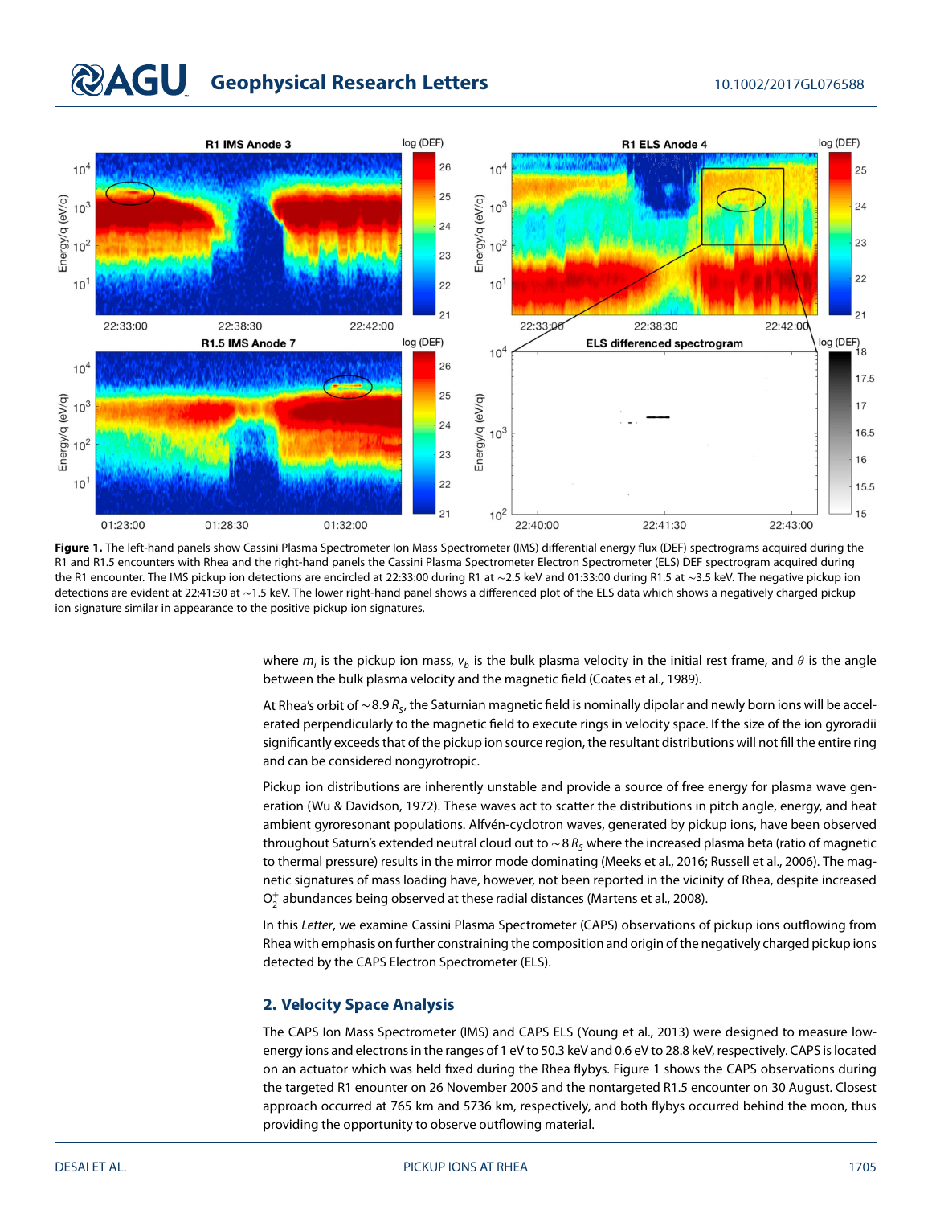**Figure 1.** The left-hand panels show Cassini Plasma Spectrometer Ion Mass Spectrometer (IMS) differential energy flux (DEF) spectrograms acquired during the R1 and R1.5 encounters with Rhea and the right-hand panels the Cassini Plasma Spectrometer Electron Spectrometer (ELS) DEF spectrogram acquired during the R1 encounter. The IMS pickup ion detections are encircled at 22:33:00 during R1 at ~2.5 keV and 01:33:00 during R1.5 at ~3.5 keV. The negative pickup ion detections are evident at 22:41:30 at ~1.5 keV. The lower right-hand panel shows a differenced plot of the ELS data which shows a negatively charged pickup ion signature similar in appearance to the positive pickup ion signatures.

where $m_i$ is the pickup ion mass, $v_b$ is the bulk plasma velocity in the initial rest frame, and $\theta$ is the angle between the bulk plasma velocity and the magnetic field (Coates et al., 1989).

At Rhea's orbit of ~8.9 $R_S$, the Saturnian magnetic field is nominally dipolar and newly born ions will be accelerated perpendicularly to the magnetic field to execute rings in velocity space. If the size of the ion gyroradii significantly exceeds that of the pickup ion source region, the resultant distributions will not fill the entire ring and can be considered nongyrotropic.

Pickup ion distributions are inherently unstable and provide a source of free energy for plasma wave generation (Wu & Davidson, 1972). These waves act to scatter the distributions in pitch angle, energy, and heat ambient gyroresonant populations. Alfvén-cyclotron waves, generated by pickup ions, have been observed throughout Saturn's extended neutral cloud out to ~8 $R_S$ where the increased plasma beta (ratio of magnetic to thermal pressure) results in the mirror mode dominating (Meeks et al., 2016; Russell et al., 2006). The magnetic signatures of mass loading have, however, not been reported in the vicinity of Rhea, despite increased $O_2^+$ abundances being observed at these radial distances (Martens et al., 2008).

In this *Letter*, we examine Cassini Plasma Spectrometer (CAPS) observations of pickup ions outflowing from Rhea with emphasis on further constraining the composition and origin of the negatively charged pickup ions detected by the CAPS Electron Spectrometer (ELS).

## 2. Velocity Space Analysis

The CAPS Ion Mass Spectrometer (IMS) and CAPS ELS (Young et al., 2013) were designed to measure low-energy ions and electrons in the ranges of 1 eV to 50.3 keV and 0.6 eV to 28.8 keV, respectively. CAPS is located on an actuator which was held fixed during the Rhea flybys. Figure 1 shows the CAPS observations during the targeted R1 enounter on 26 November 2005 and the nontargeted R1.5 encounter on 30 August. Closest approach occurred at 765 km and 5736 km, respectively, and both flybys occurred behind the moon, thus providing the opportunity to observe outflowing material.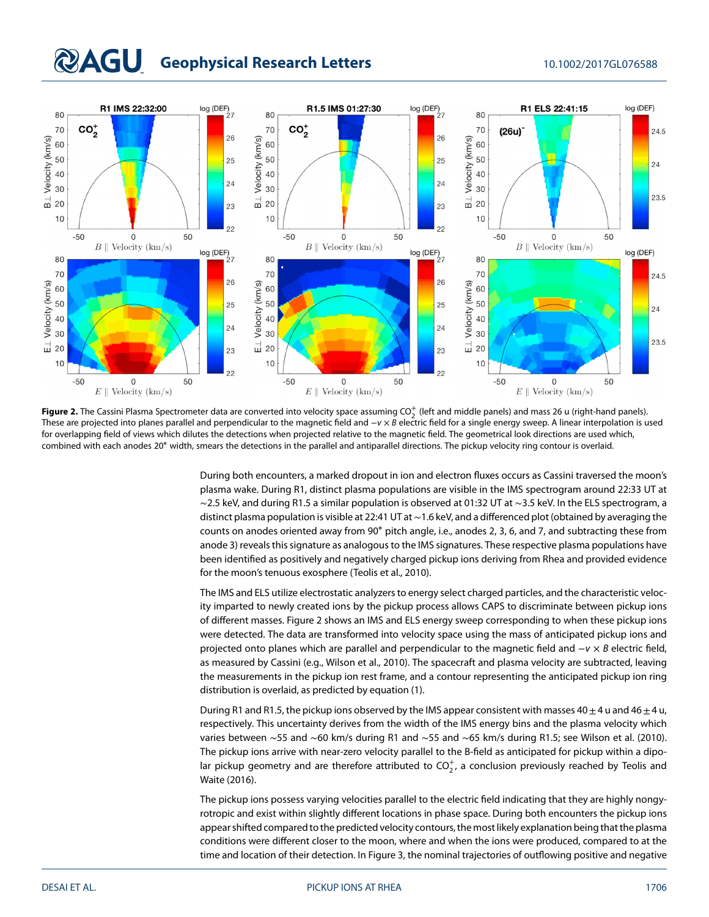**Figure 2.** The Cassini Plasma Spectrometer data are converted into velocity space assuming $CO_2^+$ (left and middle panels) and mass 26 u (right-hand panels). These are projected into planes parallel and perpendicular to the magnetic field and $-v \times B$ electric field for a single energy sweep. A linear interpolation is used for overlapping field of views which dilutes the detections when projected relative to the magnetic field. The geometrical look directions are used which, combined with each anodes 20° width, smears the detections in the parallel and antiparallel directions. The pickup velocity ring contour is overlaid.

During both encounters, a marked dropout in ion and electron fluxes occurs as Cassini traversed the moon's plasma wake. During R1, distinct plasma populations are visible in the IMS spectrogram around 22:33 UT at ~2.5 keV, and during R1.5 a similar population is observed at 01:32 UT at ~3.5 keV. In the ELS spectrogram, a distinct plasma population is visible at 22:41 UT at ~1.6 keV, and a differenced plot (obtained by averaging the counts on anodes oriented away from 90° pitch angle, i.e., anodes 2, 3, 6, and 7, and subtracting these from anode 3) reveals this signature as analogous to the IMS signatures. These respective plasma populations have been identified as positively and negatively charged pickup ions deriving from Rhea and provided evidence for the moon's tenuous exosphere (Teolis et al., 2010).

The IMS and ELS utilize electrostatic analyzers to energy select charged particles, and the characteristic velocity imparted to newly created ions by the pickup process allows CAPS to discriminate between pickup ions of different masses. Figure 2 shows an IMS and ELS energy sweep corresponding to when these pickup ions were detected. The data are transformed into velocity space using the mass of anticipated pickup ions and projected onto planes which are parallel and perpendicular to the magnetic field and $-v \times B$ electric field, as measured by Cassini (e.g., Wilson et al., 2010). The spacecraft and plasma velocity are subtracted, leaving the measurements in the pickup ion rest frame, and a contour representing the anticipated pickup ion ring distribution is overlaid, as predicted by equation (1).

During R1 and R1.5, the pickup ions observed by the IMS appear consistent with masses $40 \pm 4$ u and $46 \pm 4$ u, respectively. This uncertainty derives from the width of the IMS energy bins and the plasma velocity which varies between ~55 and ~60 km/s during R1 and ~55 and ~65 km/s during R1.5; see Wilson et al. (2010). The pickup ions arrive with near-zero velocity parallel to the B-field as anticipated for pickup within a dipolar pickup geometry and are therefore attributed to $CO_2^+$, a conclusion previously reached by Teolis and Waite (2016).

The pickup ions possess varying velocities parallel to the electric field indicating that they are highly nongyrotropic and exist within slightly different locations in phase space. During both encounters the pickup ions appear shifted compared to the predicted velocity contours, the most likely explanation being that the plasma conditions were different closer to the moon, where and when the ions were produced, compared to at the time and location of their detection. In Figure 3, the nominal trajectories of outflowing positive and negative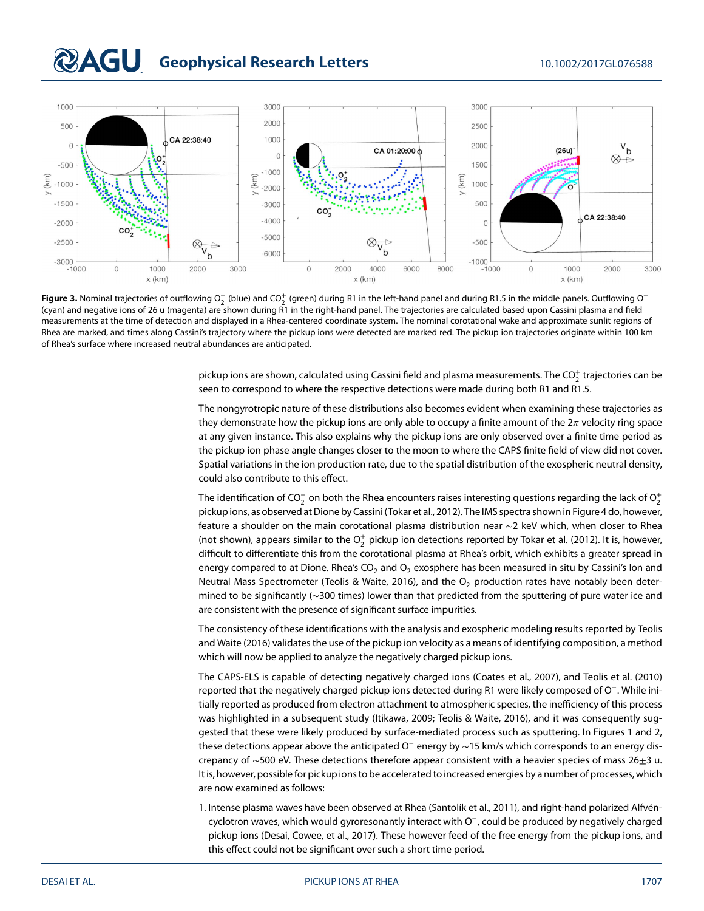**Figure 3.** Nominal trajectories of outflowing $O_2^+$ (blue) and $CO_2^+$ (green) during R1 in the left-hand panel and during R1.5 in the middle panels. Outflowing $O^-$ (cyan) and negative ions of 26 u (magenta) are shown during R1 in the right-hand panel. The trajectories are calculated based upon Cassini plasma and field measurements at the time of detection and displayed in a Rhea-centered coordinate system. The nominal corotational wake and approximate sunlit regions of Rhea are marked, and times along Cassini's trajectory where the pickup ions were detected are marked red. The pickup ion trajectories originate within 100 km of Rhea's surface where increased neutral abundances are anticipated.

pickup ions are shown, calculated using Cassini field and plasma measurements. The $CO_2^+$ trajectories can be seen to correspond to where the respective detections were made during both R1 and R1.5.

The nongyrotropic nature of these distributions also becomes evident when examining these trajectories as they demonstrate how the pickup ions are only able to occupy a finite amount of the $2\pi$ velocity ring space at any given instance. This also explains why the pickup ions are only observed over a finite time period as the pickup ion phase angle changes closer to the moon to where the CAPS finite field of view did not cover. Spatial variations in the ion production rate, due to the spatial distribution of the exospheric neutral density, could also contribute to this effect.

The identification of $CO_2^+$ on both the Rhea encounters raises interesting questions regarding the lack of $O_2^+$ pickup ions, as observed at Dione by Cassini (Tokar et al., 2012). The IMS spectra shown in Figure 4 do, however, feature a shoulder on the main corotational plasma distribution near ~2 keV which, when closer to Rhea (not shown), appears similar to the $O_2^+$ pickup ion detections reported by Tokar et al. (2012). It is, however, difficult to differentiate this from the corotational plasma at Rhea's orbit, which exhibits a greater spread in energy compared to at Dione. Rhea's $CO_2$ and $O_2$ exosphere has been measured in situ by Cassini's Ion and Neutral Mass Spectrometer (Teolis & Waite, 2016), and the $O_2$ production rates have notably been determined to be significantly (~300 times) lower than that predicted from the sputtering of pure water ice and are consistent with the presence of significant surface impurities.

The consistency of these identifications with the analysis and exospheric modeling results reported by Teolis and Waite (2016) validates the use of the pickup ion velocity as a means of identifying composition, a method which will now be applied to analyze the negatively charged pickup ions.

The CAPS-ELS is capable of detecting negatively charged ions (Coates et al., 2007), and Teolis et al. (2010) reported that the negatively charged pickup ions detected during R1 were likely composed of $O^-$. While initially reported as produced from electron attachment to atmospheric species, the inefficiency of this process was highlighted in a subsequent study (Itikawa, 2009; Teolis & Waite, 2016), and it was consequently suggested that these were likely produced by surface-mediated process such as sputtering. In Figures 1 and 2, these detections appear above the anticipated $O^-$ energy by ~15 km/s which corresponds to an energy discrepancy of ~500 eV. These detections therefore appear consistent with a heavier species of mass 26±3 u. It is, however, possible for pickup ions to be accelerated to increased energies by a number of processes, which are now examined as follows:

1. Intense plasma waves have been observed at Rhea (Santolík et al., 2011), and right-hand polarized Alfvén-cyclotron waves, which would gyroresonantly interact with $O^-$, could be produced by negatively charged pickup ions (Desai, Cowee, et al., 2017). These however feed of the free energy from the pickup ions, and this effect could not be significant over such a short time period.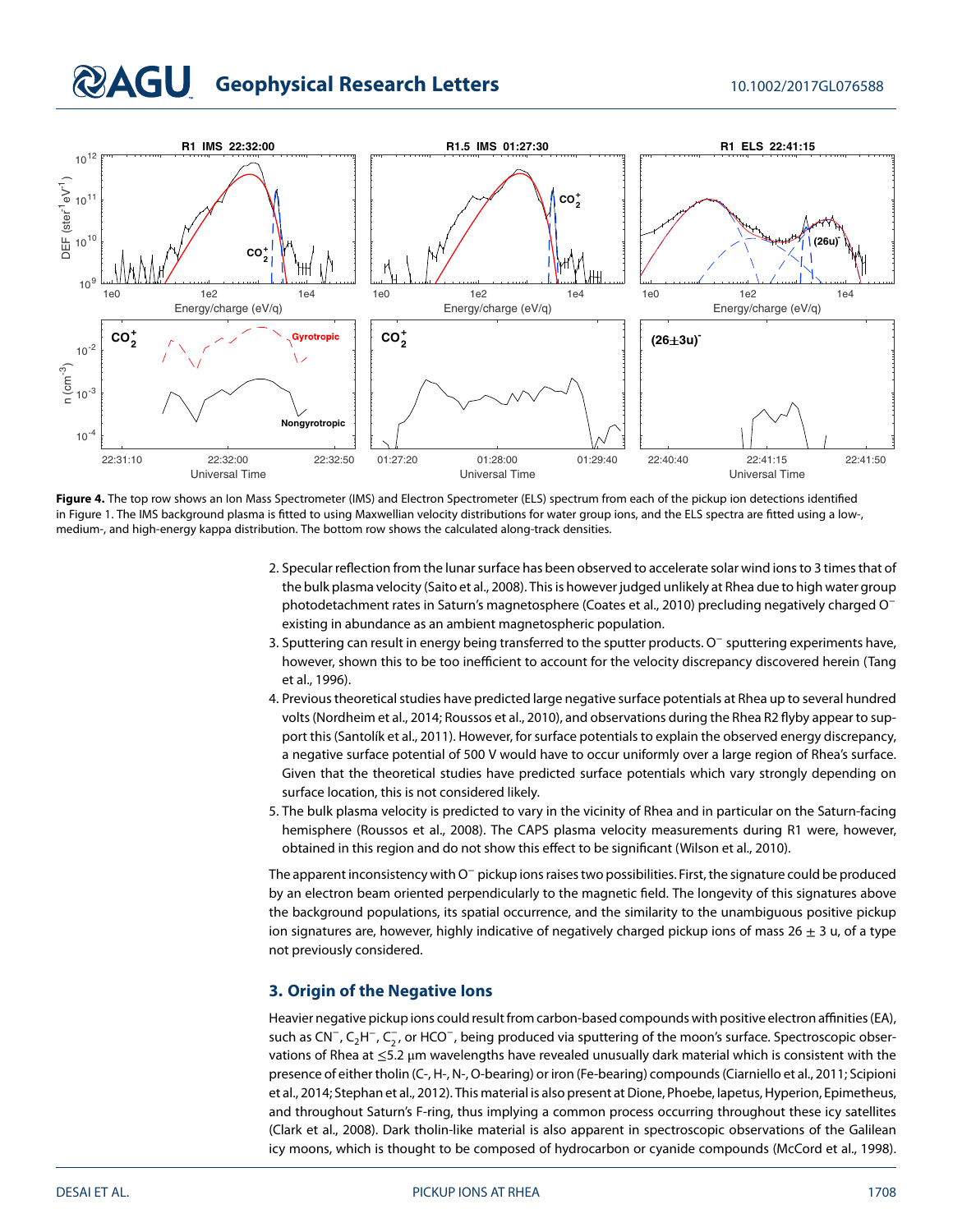**Figure 4.** The top row shows an Ion Mass Spectrometer (IMS) and Electron Spectrometer (ELS) spectrum from each of the pickup ion detections identified in Figure 1. The IMS background plasma is fitted to using Maxwellian velocity distributions for water group ions, and the ELS spectra are fitted using a low-, medium-, and high-energy kappa distribution. The bottom row shows the calculated along-track densities.

2. Specular reflection from the lunar surface has been observed to accelerate solar wind ions to 3 times that of the bulk plasma velocity (Saito et al., 2008). This is however judged unlikely at Rhea due to high water group photodetachment rates in Saturn's magnetosphere (Coates et al., 2010) precluding negatively charged $O^-$ existing in abundance as an ambient magnetospheric population.
3. Sputtering can result in energy being transferred to the sputter products. $O^-$ sputtering experiments have, however, shown this to be too inefficient to account for the velocity discrepancy discovered herein (Tang et al., 1996).
4. Previous theoretical studies have predicted large negative surface potentials at Rhea up to several hundred volts (Nordheim et al., 2014; Roussos et al., 2010), and observations during the Rhea R2 flyby appear to support this (Santolík et al., 2011). However, for surface potentials to explain the observed energy discrepancy, a negative surface potential of 500 V would have to occur uniformly over a large region of Rhea's surface. Given that the theoretical studies have predicted surface potentials which vary strongly depending on surface location, this is not considered likely.
5. The bulk plasma velocity is predicted to vary in the vicinity of Rhea and in particular on the Saturn-facing hemisphere (Roussos et al., 2008). The CAPS plasma velocity measurements during R1 were, however, obtained in this region and do not show this effect to be significant (Wilson et al., 2010).

The apparent inconsistency with $O^-$ pickup ions raises two possibilities. First, the signature could be produced by an electron beam oriented perpendicularly to the magnetic field. The longevity of this signatures above the background populations, its spatial occurrence, and the similarity to the unambiguous positive pickup ion signatures are, however, highly indicative of negatively charged pickup ions of mass 26 ± 3 u, of a type not previously considered.

## 3. Origin of the Negative Ions

Heavier negative pickup ions could result from carbon-based compounds with positive electron affinities (EA), such as $CN^-$, $C_2H^-$, $C_2^-$, or $HCO^-$, being produced via sputtering of the moon's surface. Spectroscopic observations of Rhea at ≤5.2 μm wavelengths have revealed unusually dark material which is consistent with the presence of either tholin (C-, H-, N-, O-bearing) or iron (Fe-bearing) compounds (Ciarniello et al., 2011; Scipioni et al., 2014; Stephan et al., 2012). This material is also present at Dione, Phoebe, Iapetus, Hyperion, Epimetheus, and throughout Saturn's F-ring, thus implying a common process occurring throughout these icy satellites (Clark et al., 2008). Dark tholin-like material is also apparent in spectroscopic observations of the Galilean icy moons, which is thought to be composed of hydrocarbon or cyanide compounds (McCord et al., 1998).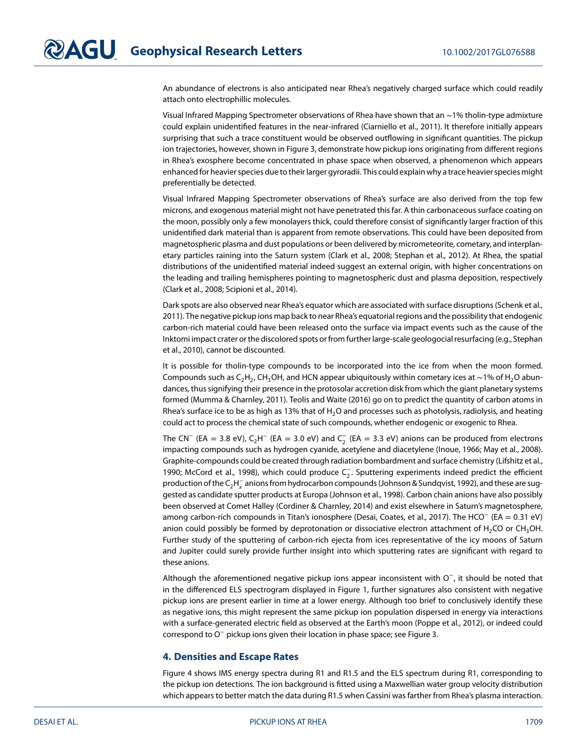An abundance of electrons is also anticipated near Rhea's negatively charged surface which could readily attach onto electrophillic molecules.

Visual Infrared Mapping Spectrometer observations of Rhea have shown that an ~1% tholin-type admixture could explain unidentified features in the near-infrared (Ciarniello et al., 2011). It therefore initially appears surprising that such a trace constituent would be observed outflowing in significant quantities. The pickup ion trajectories, however, shown in Figure 3, demonstrate how pickup ions originating from different regions in Rhea's exosphere become concentrated in phase space when observed, a phenomenon which appears enhanced for heavier species due to their larger gyroradii. This could explain why a trace heavier species might preferentially be detected.

Visual Infrared Mapping Spectrometer observations of Rhea's surface are also derived from the top few microns, and exogenous material might not have penetrated this far. A thin carbonaceous surface coating on the moon, possibly only a few monolayers thick, could therefore consist of significantly larger fraction of this unidentified dark material than is apparent from remote observations. This could have been deposited from magnetospheric plasma and dust populations or been delivered by micrometeorite, cometary, and interplanetary particles raining into the Saturn system (Clark et al., 2008; Stephan et al., 2012). At Rhea, the spatial distributions of the unidentified material indeed suggest an external origin, with higher concentrations on the leading and trailing hemispheres pointing to magnetospheric dust and plasma deposition, respectively (Clark et al., 2008; Scipioni et al., 2014).

Dark spots are also observed near Rhea's equator which are associated with surface disruptions (Schenk et al., 2011). The negative pickup ions map back to near Rhea's equatorial regions and the possibility that endogenic carbon-rich material could have been released onto the surface via impact events such as the cause of the Inktomi impact crater or the discolored spots or from further large-scale geologocial resurfacing (e.g., Stephan et al., 2010), cannot be discounted.

It is possible for tholin-type compounds to be incorporated into the ice from when the moon formed. Compounds such as $C_2H_2$, $CH_3OH$, and HCN appear ubiquitously within cometary ices at ~1% of $H_2O$ abundances, thus signifying their presence in the protosolar accretion disk from which the giant planetary systems formed (Mumma & Charnley, 2011). Teolis and Waite (2016) go on to predict the quantity of carbon atoms in Rhea's surface ice to be as high as 13% that of $H_2O$ and processes such as photolysis, radiolysis, and heating could act to process the chemical state of such compounds, whether endogenic or exogenic to Rhea.

The $CN^-$ (EA = 3.8 eV), $C_2H^-$ (EA = 3.0 eV) and $C_2^-$ (EA = 3.3 eV) anions can be produced from electrons impacting compounds such as hydrogen cyanide, acetylene and diacetylene (Inoue, 1966; May et al., 2008). Graphite-compounds could be created through radiation bombardment and surface chemistry (Lifshitz et al., 1990; McCord et al., 1998), which could produce $C_2^-$. Sputtering experiments indeed predict the efficient production of the $C_2H_x^-$ anions from hydrocarbon compounds (Johnson & Sundqvist, 1992), and these are suggested as candidate sputter products at Europa (Johnson et al., 1998). Carbon chain anions have also possibly been observed at Comet Halley (Cordiner & Charnley, 2014) and exist elsewhere in Saturn's magnetosphere, among carbon-rich compounds in Titan's ionosphere (Desai, Coates, et al., 2017). The $HCO^-$ (EA = 0.31 eV) anion could possibly be formed by deprotonation or dissociative electron attachment of $H_2CO$ or $CH_3OH$. Further study of the sputtering of carbon-rich ejecta from ices representative of the icy moons of Saturn and Jupiter could surely provide further insight into which sputtering rates are significant with regard to these anions.

Although the aforementioned negative pickup ions appear inconsistent with $O^-$, it should be noted that in the differenced ELS spectrogram displayed in Figure 1, further signatures also consistent with negative pickup ions are present earlier in time at a lower energy. Although too brief to conclusively identify these as negative ions, this might represent the same pickup ion population dispersed in energy via interactions with a surface-generated electric field as observed at the Earth's moon (Poppe et al., 2012), or indeed could correspond to $O^-$ pickup ions given their location in phase space; see Figure 3.

## 4. Densities and Escape Rates

Figure 4 shows IMS energy spectra during R1 and R1.5 and the ELS spectrum during R1, corresponding to the pickup ion detections. The ion background is fitted using a Maxwellian water group velocity distribution which appears to better match the data during R1.5 when Cassini was farther from Rhea's plasma interaction.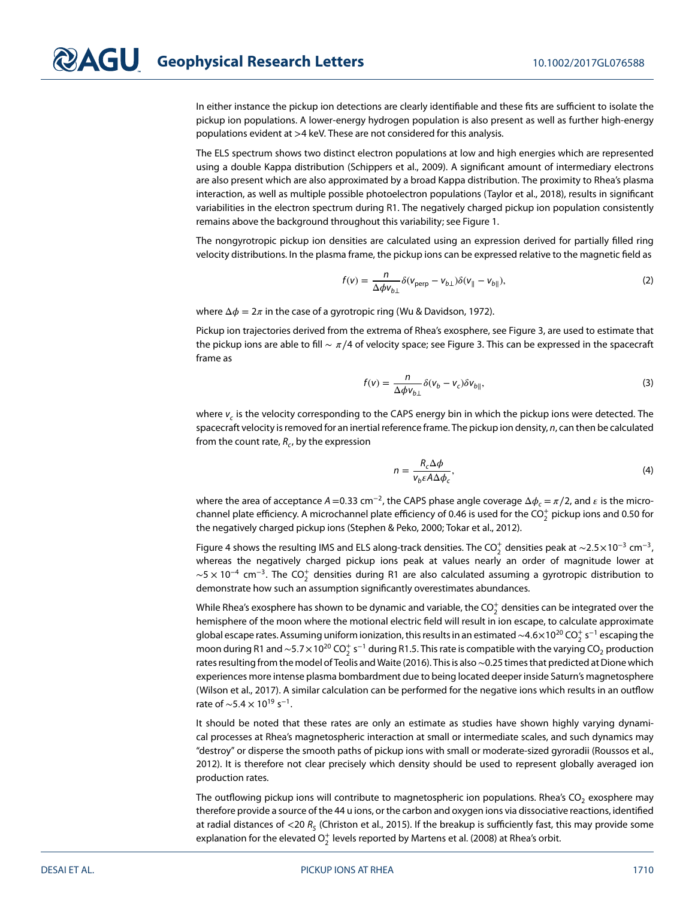In either instance the pickup ion detections are clearly identifiable and these fits are sufficient to isolate the pickup ion populations. A lower-energy hydrogen population is also present as well as further high-energy populations evident at >4 keV. These are not considered for this analysis.

The ELS spectrum shows two distinct electron populations at low and high energies which are represented using a double Kappa distribution (Schippers et al., 2009). A significant amount of intermediary electrons are also present which are also approximated by a broad Kappa distribution. The proximity to Rhea's plasma interaction, as well as multiple possible photoelectron populations (Taylor et al., 2018), results in significant variabilities in the electron spectrum during R1. The negatively charged pickup ion population consistently remains above the background throughout this variability; see Figure 1.

The nongyrotropic pickup ion densities are calculated using an expression derived for partially filled ring velocity distributions. In the plasma frame, the pickup ions can be expressed relative to the magnetic field as

$$f(v) = \frac{n}{\Delta\phi v_{b\perp}}\delta(v_{\text{perp}} - v_{b\perp})\delta(v_{\parallel} - v_{b\parallel}), \tag{2}$$

where $\Delta\phi = 2\pi$ in the case of a gyrotropic ring (Wu & Davidson, 1972).

Pickup ion trajectories derived from the extrema of Rhea's exosphere, see Figure 3, are used to estimate that the pickup ions are able to fill $\sim \pi/4$ of velocity space; see Figure 3. This can be expressed in the spacecraft frame as

$$f(v) = \frac{n}{\Delta\phi v_{b\perp}}\delta(v_b - v_c)\delta v_{b\parallel}, \tag{3}$$

where $v_c$ is the velocity corresponding to the CAPS energy bin in which the pickup ions were detected. The spacecraft velocity is removed for an inertial reference frame. The pickup ion density, $n$, can then be calculated from the count rate, $R_c$, by the expression

$$n = \frac{R_c \Delta\phi}{v_b \epsilon A \Delta\phi_c}, \tag{4}$$

where the area of acceptance $A = 0.33$ cm$^{-2}$, the CAPS phase angle coverage $\Delta\phi_c = \pi/2$, and $\epsilon$ is the microchannel plate efficiency. A microchannel plate efficiency of 0.46 is used for the $CO_2^+$ pickup ions and 0.50 for the negatively charged pickup ions (Stephen & Peko, 2000; Tokar et al., 2012).

Figure 4 shows the resulting IMS and ELS along-track densities. The $CO_2^+$ densities peak at $\sim 2.5 \times 10^{-3}$ cm$^{-3}$, whereas the negatively charged pickup ions peak at values nearly an order of magnitude lower at $\sim 5 \times 10^{-4}$ cm$^{-3}$. The $CO_2^+$ densities during R1 are also calculated assuming a gyrotropic distribution to demonstrate how such an assumption significantly overestimates abundances.

While Rhea's exosphere has shown to be dynamic and variable, the $CO_2^+$ densities can be integrated over the hemisphere of the moon where the motional electric field will result in ion escape, to calculate approximate global escape rates. Assuming uniform ionization, this results in an estimated $\sim 4.6 \times 10^{20}$ $CO_2^+$ s$^{-1}$ escaping the moon during R1 and $\sim 5.7 \times 10^{20}$ $CO_2^+$ s$^{-1}$ during R1.5. This rate is compatible with the varying $CO_2$ production rates resulting from the model of Teolis and Waite (2016). This is also $\sim 0.25$ times that predicted at Dione which experiences more intense plasma bombardment due to being located deeper inside Saturn's magnetosphere (Wilson et al., 2017). A similar calculation can be performed for the negative ions which results in an outflow rate of $\sim 5.4 \times 10^{19}$ s$^{-1}$.

It should be noted that these rates are only an estimate as studies have shown highly varying dynamical processes at Rhea's magnetospheric interaction at small or intermediate scales, and such dynamics may "destroy" or disperse the smooth paths of pickup ions with small or moderate-sized gyroradii (Roussos et al., 2012). It is therefore not clear precisely which density should be used to represent globally averaged ion production rates.

The outflowing pickup ions will contribute to magnetospheric ion populations. Rhea's $CO_2$ exosphere may therefore provide a source of the 44 u ions, or the carbon and oxygen ions via dissociative reactions, identified at radial distances of $<20$ $R_S$ (Christon et al., 2015). If the breakup is sufficiently fast, this may provide some explanation for the elevated $O_2^+$ levels reported by Martens et al. (2008) at Rhea's orbit.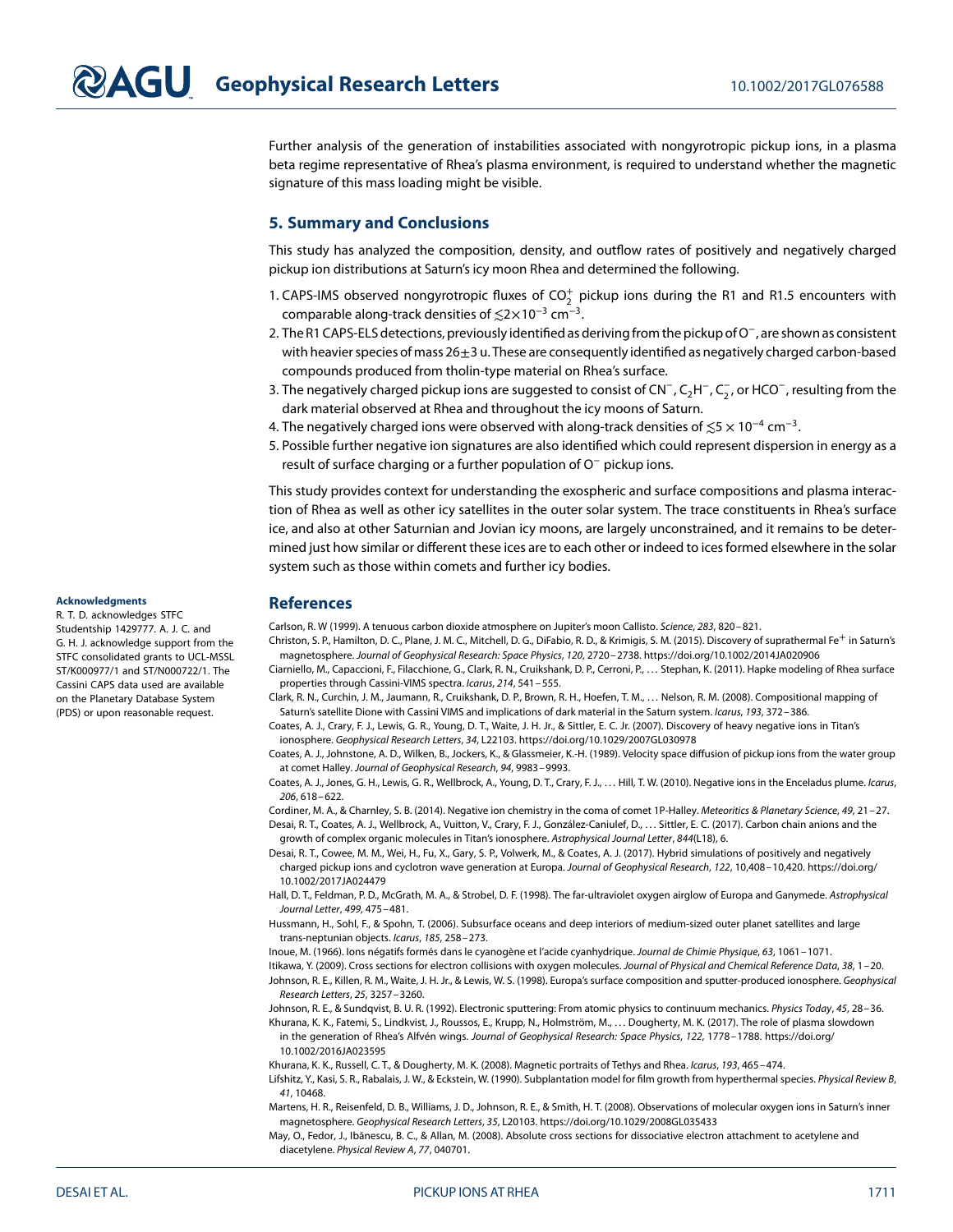Further analysis of the generation of instabilities associated with nongyrotropic pickup ions, in a plasma beta regime representative of Rhea's plasma environment, is required to understand whether the magnetic signature of this mass loading might be visible.

## 5. Summary and Conclusions

This study has analyzed the composition, density, and outflow rates of positively and negatively charged pickup ion distributions at Saturn's icy moon Rhea and determined the following.

1. CAPS-IMS observed nongyrotropic fluxes of $CO_2^+$ pickup ions during the R1 and R1.5 encounters with comparable along-track densities of $\lesssim 2 \times 10^{-3}$ cm$^{-3}$.
2. The R1 CAPS-ELS detections, previously identified as deriving from the pickup of $O^-$, are shown as consistent with heavier species of mass $26 \pm 3$ u. These are consequently identified as negatively charged carbon-based compounds produced from tholin-type material on Rhea's surface.
3. The negatively charged pickup ions are suggested to consist of $CN^-$, $C_2H^-$, $C_2^-$, or $HCO^-$, resulting from the dark material observed at Rhea and throughout the icy moons of Saturn.
4. The negatively charged ions were observed with along-track densities of $\lesssim 5 \times 10^{-4}$ cm$^{-3}$.
5. Possible further negative ion signatures are also identified which could represent dispersion in energy as a result of surface charging or a further population of $O^-$ pickup ions.

This study provides context for understanding the exospheric and surface compositions and plasma interaction of Rhea as well as other icy satellites in the outer solar system. The trace constituents in Rhea's surface ice, and also at other Saturnian and Jovian icy moons, are largely unconstrained, and it remains to be determined just how similar or different these ices are to each other or indeed to ices formed elsewhere in the solar system such as those within comets and further icy bodies.

#### Acknowledgments

R. T. D. acknowledges STFC Studentship 1429777. A. J. C. and G. H. J. acknowledge support from the STFC consolidated grants to UCL-MSSL ST/K000977/1 and ST/N000722/1. The Cassini CAPS data used are available on the Planetary Database System (PDS) or upon reasonable request.

## References

Carlson, R. W (1999). A tenuous carbon dioxide atmosphere on Jupiter's moon Callisto. *Science*, *283*, 820–821.

Christon, S. P., Hamilton, D. C., Plane, J. M. C., Mitchell, D. G., DiFabio, R. D., & Krimigis, S. M. (2015). Discovery of suprathermal $Fe^+$ in Saturn's magnetosphere. *Journal of Geophysical Research: Space Physics*, *120*, 2720–2738. https://doi.org/10.1002/2014JA020906

Ciarniello, M., Capaccioni, F., Filacchione, G., Clark, R. N., Cruikshank, D. P., Cerroni, P., … Stephan, K. (2011). Hapke modeling of Rhea surface properties through Cassini-VIMS spectra. *Icarus*, *214*, 541–555.

Clark, R. N., Curchin, J. M., Jaumann, R., Cruikshank, D. P., Brown, R. H., Hoefen, T. M., … Nelson, R. M. (2008). Compositional mapping of Saturn's satellite Dione with Cassini VIMS and implications of dark material in the Saturn system. *Icarus*, *193*, 372–386.

Coates, A. J., Crary, F. J., Lewis, G. R., Young, D. T., Waite, J. H. Jr., & Sittler, E. C. Jr. (2007). Discovery of heavy negative ions in Titan's ionosphere. *Geophysical Research Letters*, *34*, L22103. https://doi.org/10.1029/2007GL030978

Coates, A. J., Johnstone, A. D., Wilken, B., Jockers, K., & Glassmeier, K.-H. (1989). Velocity space diffusion of pickup ions from the water group at comet Halley. *Journal of Geophysical Research*, *94*, 9983–9993.

Coates, A. J., Jones, G. H., Lewis, G. R., Wellbrock, A., Young, D. T., Crary, F. J., … Hill, T. W. (2010). Negative ions in the Enceladus plume. *Icarus*, *206*, 618–622.

Cordiner, M. A., & Charnley, S. B. (2014). Negative ion chemistry in the coma of comet 1P-Halley. *Meteoritics & Planetary Science*, *49*, 21–27.

Desai, R. T., Coates, A. J., Wellbrock, A., Vuitton, V., Crary, F. J., González-Caniulef, D., … Sittler, E. C. (2017). Carbon chain anions and the growth of complex organic molecules in Titan's ionosphere. *Astrophysical Journal Letter*, *844*(L18), 6.

Desai, R. T., Cowee, M. M., Wei, H., Fu, X., Gary, S. P., Volwerk, M., & Coates, A. J. (2017). Hybrid simulations of positively and negatively charged pickup ions and cyclotron wave generation at Europa. *Journal of Geophysical Research*, *122*, 10,408–10,420. https://doi.org/10.1002/2017JA024479

Hall, D. T., Feldman, P. D., McGrath, M. A., & Strobel, D. F. (1998). The far-ultraviolet oxygen airglow of Europa and Ganymede. *Astrophysical Journal Letter*, *499*, 475–481.

Hussmann, H., Sohl, F., & Spohn, T. (2006). Subsurface oceans and deep interiors of medium-sized outer planet satellites and large trans-neptunian objects. *Icarus*, *185*, 258–273.

Inoue, M. (1966). Ions négatifs formés dans le cyanogène et l'acide cyanhydrique. *Journal de Chimie Physique*, *63*, 1061–1071.

Itikawa, Y. (2009). Cross sections for electron collisions with oxygen molecules. *Journal of Physical and Chemical Reference Data*, *38*, 1–20.

Johnson, R. E., Killen, R. M., Waite, J. H. Jr., & Lewis, W. S. (1998). Europa's surface composition and sputter-produced ionosphere. *Geophysical Research Letters*, *25*, 3257–3260.

Johnson, R. E., & Sundqvist, B. U. R. (1992). Electronic sputtering: From atomic physics to continuum mechanics. *Physics Today*, *45*, 28–36.

Khurana, K. K., Fatemi, S., Lindkvist, J., Roussos, E., Krupp, N., Holmström, M., … Dougherty, M. K. (2017). The role of plasma slowdown in the generation of Rhea's Alfvén wings. *Journal of Geophysical Research: Space Physics*, *122*, 1778–1788. https://doi.org/10.1002/2016JA023595

Khurana, K. K., Russell, C. T., & Dougherty, M. K. (2008). Magnetic portraits of Tethys and Rhea. *Icarus*, *193*, 465–474.

Lifshitz, Y., Kasi, S. R., Rabalais, J. W., & Eckstein, W. (1990). Subplantation model for film growth from hyperthermal species. *Physical Review B*, *41*, 10468.

Martens, H. R., Reisenfeld, D. B., Williams, J. D., Johnson, R. E., & Smith, H. T. (2008). Observations of molecular oxygen ions in Saturn's inner magnetosphere. *Geophysical Research Letters*, *35*, L20103. https://doi.org/10.1029/2008GL035433

May, O., Fedor, J., Ibănescu, B. C., & Allan, M. (2008). Absolute cross sections for dissociative electron attachment to acetylene and diacetylene. *Physical Review A*, *77*, 040701.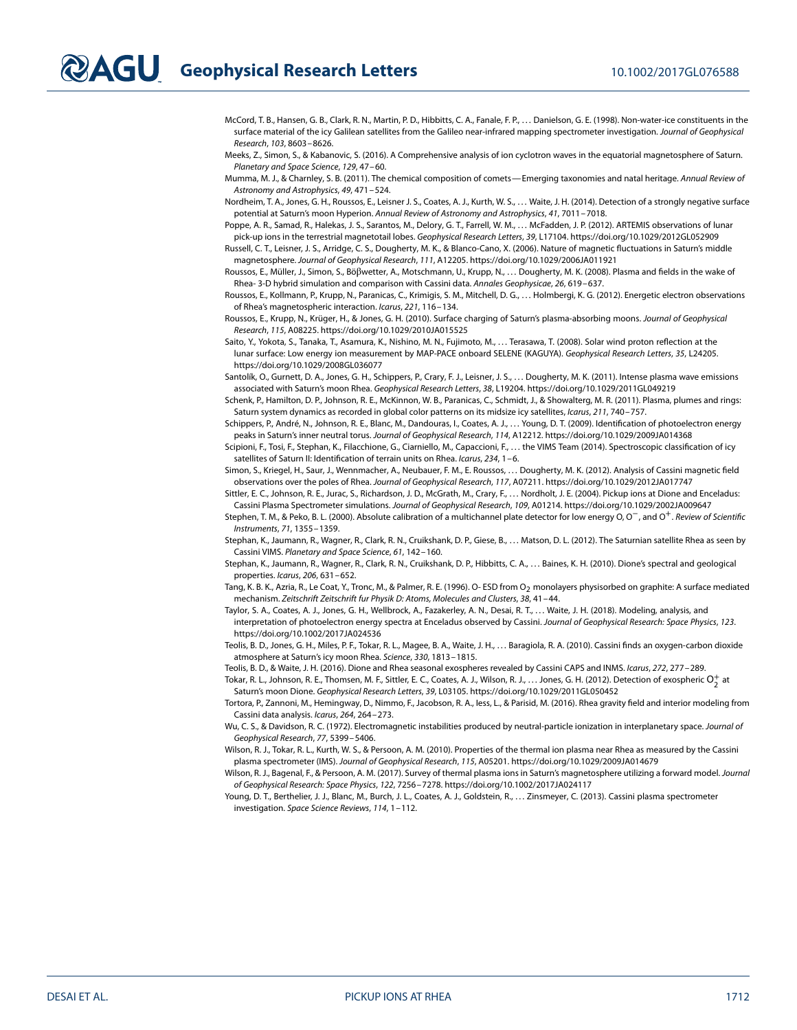McCord, T. B., Hansen, G. B., Clark, R. N., Martin, P. D., Hibbitts, C. A., Fanale, F. P., … Danielson, G. E. (1998). Non-water-ice constituents in the surface material of the icy Galilean satellites from the Galileo near-infrared mapping spectrometer investigation. *Journal of Geophysical Research*, *103*, 8603–8626.

Meeks, Z., Simon, S., & Kabanovic, S. (2016). A Comprehensive analysis of ion cyclotron waves in the equatorial magnetosphere of Saturn. *Planetary and Space Science*, *129*, 47–60.

Mumma, M. J., & Charnley, S. B. (2011). The chemical composition of comets—Emerging taxonomies and natal heritage. *Annual Review of Astronomy and Astrophysics*, *49*, 471–524.

Nordheim, T. A., Jones, G. H., Roussos, E., Leisner J. S., Coates, A. J., Kurth, W. S., … Waite, J. H. (2014). Detection of a strongly negative surface potential at Saturn's moon Hyperion. *Annual Review of Astronomy and Astrophysics*, *41*, 7011–7018.

Poppe, A. R., Samad, R., Halekas, J. S., Sarantos, M., Delory, G. T., Farrell, W. M., … McFadden, J. P. (2012). ARTEMIS observations of lunar pick-up ions in the terrestrial magnetotail lobes. *Geophysical Research Letters*, *39*, L17104. https://doi.org/10.1029/2012GL052909

Russell, C. T., Leisner, J. S., Arridge, C. S., Dougherty, M. K., & Blanco-Cano, X. (2006). Nature of magnetic fluctuations in Saturn's middle magnetosphere. *Journal of Geophysical Research*, *111*, A12205. https://doi.org/10.1029/2006JA011921

Roussos, E., Müller, J., Simon, S., Bößwetter, A., Motschmann, U., Krupp, N., … Dougherty, M. K. (2008). Plasma and fields in the wake of Rhea- 3-D hybrid simulation and comparison with Cassini data. *Annales Geophysicae*, *26*, 619–637.

Roussos, E., Kollmann, P., Krupp, N., Paranicas, C., Krimigis, S. M., Mitchell, D. G., … Holmbergi, K. G. (2012). Energetic electron observations of Rhea's magnetospheric interaction. *Icarus*, *221*, 116–134.

Roussos, E., Krupp, N., Krüger, H., & Jones, G. H. (2010). Surface charging of Saturn's plasma-absorbing moons. *Journal of Geophysical Research*, *115*, A08225. https://doi.org/10.1029/2010JA015525

Saito, Y., Yokota, S., Tanaka, T., Asamura, K., Nishino, M. N., Fujimoto, M., … Terasawa, T. (2008). Solar wind proton reflection at the lunar surface: Low energy ion measurement by MAP-PACE onboard SELENE (KAGUYA). *Geophysical Research Letters*, *35*, L24205. https://doi.org/10.1029/2008GL036077

Santolík, O., Gurnett, D. A., Jones, G. H., Schippers, P., Crary, F. J., Leisner, J. S., … Dougherty, M. K. (2011). Intense plasma wave emissions associated with Saturn's moon Rhea. *Geophysical Research Letters*, *38*, L19204. https://doi.org/10.1029/2011GL049219

Schenk, P., Hamilton, D. P., Johnson, R. E., McKinnon, W. B., Paranicas, C., Schmidt, J., & Showalterg, M. R. (2011). Plasma, plumes and rings: Saturn system dynamics as recorded in global color patterns on its midsize icy satellites, *Icarus*, *211*, 740–757.

Schippers, P., André, N., Johnson, R. E., Blanc, M., Dandouras, I., Coates, A. J., … Young, D. T. (2009). Identification of photoelectron energy peaks in Saturn's inner neutral torus. *Journal of Geophysical Research*, *114*, A12212. https://doi.org/10.1029/2009JA014368

Scipioni, F., Tosi, F., Stephan, K., Filacchione, G., Ciarniello, M., Capaccioni, F., … the VIMS Team (2014). Spectroscopic classification of icy satellites of Saturn II: Identification of terrain units on Rhea. *Icarus*, *234*, 1–6.

Simon, S., Kriegel, H., Saur, J., Wennmacher, A., Neubauer, F. M., E. Roussos, … Dougherty, M. K. (2012). Analysis of Cassini magnetic field observations over the poles of Rhea. *Journal of Geophysical Research*, *117*, A07211. https://doi.org/10.1029/2012JA017747

Sittler, E. C., Johnson, R. E., Jurac, S., Richardson, J. D., McGrath, M., Crary, F., … Nordholt, J. E. (2004). Pickup ions at Dione and Enceladus: Cassini Plasma Spectrometer simulations. *Journal of Geophysical Research*, *109*, A01214. https://doi.org/10.1029/2002JA009647

Stephen, T. M., & Peko, B. L. (2000). Absolute calibration of a multichannel plate detector for low energy O, $O^-$, and $O^+$. *Review of Scientific Instruments*, *71*, 1355–1359.

Stephan, K., Jaumann, R., Wagner, R., Clark, R. N., Cruikshank, D. P., Giese, B., … Matson, D. L. (2012). The Saturnian satellite Rhea as seen by Cassini VIMS. *Planetary and Space Science*, *61*, 142–160.

Stephan, K., Jaumann, R., Wagner, R., Clark, R. N., Cruikshank, D. P., Hibbitts, C. A., … Baines, K. H. (2010). Dione's spectral and geological properties. *Icarus*, *206*, 631–652.

Tang, K. B. K., Azria, R., Le Coat, Y., Tronc, M., & Palmer, R. E. (1996). O- ESD from $O_2$ monolayers physisorbed on graphite: A surface mediated mechanism. *Zeitschrift Zeitschrift fur Physik D: Atoms, Molecules and Clusters*, *38*, 41–44.

Taylor, S. A., Coates, A. J., Jones, G. H., Wellbrock, A., Fazakerley, A. N., Desai, R. T., … Waite, J. H. (2018). Modeling, analysis, and interpretation of photoelectron energy spectra at Enceladus observed by Cassini. *Journal of Geophysical Research: Space Physics*, *123*. https://doi.org/10.1002/2017JA024536

Teolis, B. D., Jones, G. H., Miles, P. F., Tokar, R. L., Magee, B. A., Waite, J. H., … Baragiola, R. A. (2010). Cassini finds an oxygen-carbon dioxide atmosphere at Saturn's icy moon Rhea. *Science*, *330*, 1813–1815.

Teolis, B. D., & Waite, J. H. (2016). Dione and Rhea seasonal exospheres revealed by Cassini CAPS and INMS. *Icarus*, *272*, 277–289.

Tokar, R. L., Johnson, R. E., Thomsen, M. F., Sittler, E. C., Coates, A. J., Wilson, R. J., … Jones, G. H. (2012). Detection of exospheric $O_2^+$ at Saturn's moon Dione. *Geophysical Research Letters*, *39*, L03105. https://doi.org/10.1029/2011GL050452

Tortora, P., Zannoni, M., Hemingway, D., Nimmo, F., Jacobson, R. A., Iess, L., & Parisid, M. (2016). Rhea gravity field and interior modeling from Cassini data analysis. *Icarus*, *264*, 264–273.

Wu, C. S., & Davidson, R. C. (1972). Electromagnetic instabilities produced by neutral-particle ionization in interplanetary space. *Journal of Geophysical Research*, *77*, 5399–5406.

Wilson, R. J., Tokar, R. L., Kurth, W. S., & Persoon, A. M. (2010). Properties of the thermal ion plasma near Rhea as measured by the Cassini plasma spectrometer (IMS). *Journal of Geophysical Research*, *115*, A05201. https://doi.org/10.1029/2009JA014679

Wilson, R. J., Bagenal, F., & Persoon, A. M. (2017). Survey of thermal plasma ions in Saturn's magnetosphere utilizing a forward model. *Journal of Geophysical Research: Space Physics*, *122*, 7256–7278. https://doi.org/10.1002/2017JA024117

Young, D. T., Berthelier, J. J., Blanc, M., Burch, J. L., Coates, A. J., Goldstein, R., … Zinsmeyer, C. (2013). Cassini plasma spectrometer investigation. *Space Science Reviews*, *114*, 1–112.